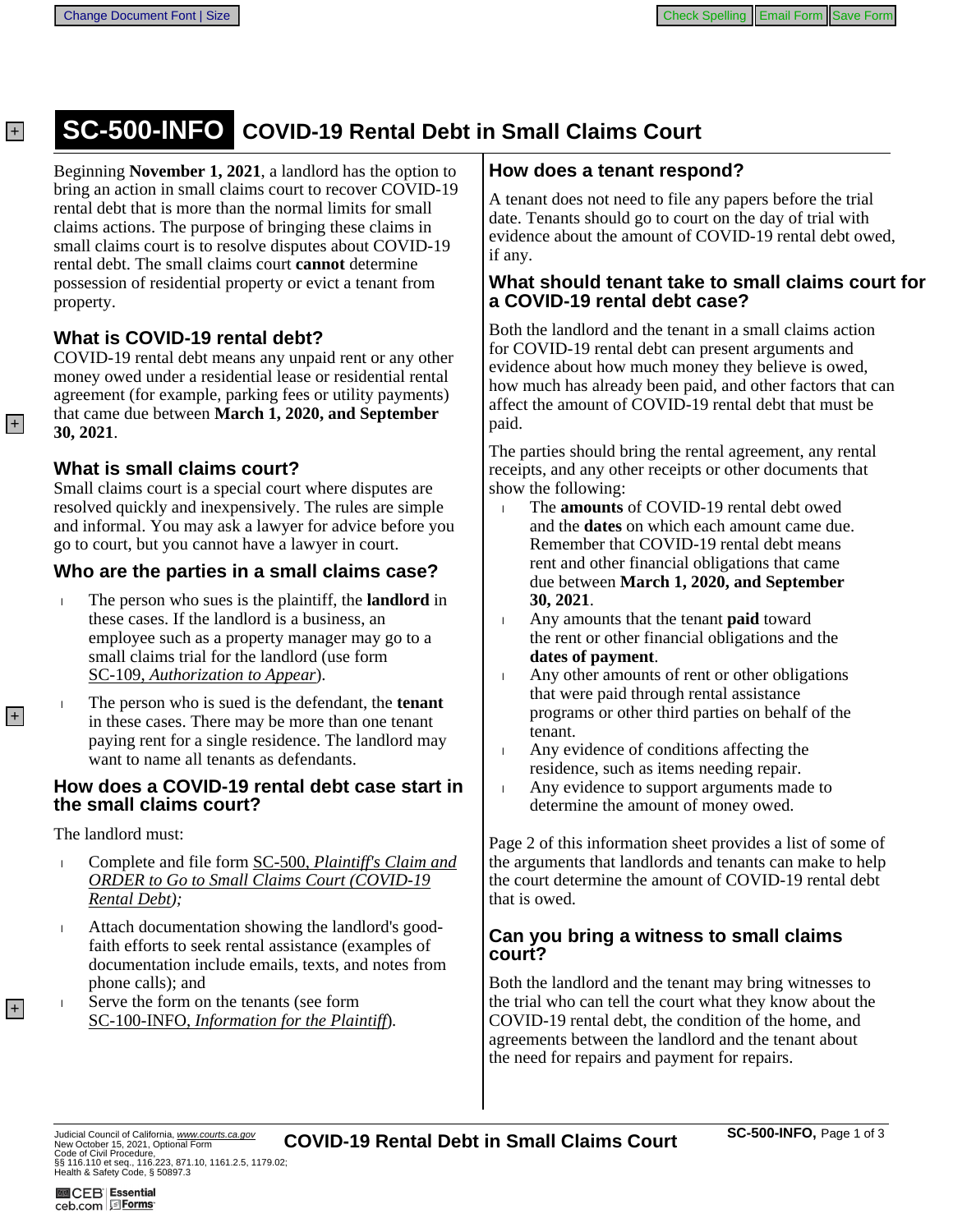# SC-500-INFO COVID-19 Rental Debt in Small Claims Court

Beginning **November 1, 2021**, a landlord has the option to bring an action in small claims court to recover COVID-19 rental debt that is more than the normal limits for small claims actions. The purpose of bringing these claims in small claims court is to resolve disputes about COVID-19 rental debt. The small claims court **cannot** determine possession of residential property or evict a tenant from property.

## What is COVID-19 rental debt?

COVID-19 rental debt means any unpaid rent or any other money owed under a residential lease or residential rental agreement (for example, parking fees or utility payments) that came due between **March 1, 2020, and September 30, 2021**.

## What is small claims court?

Small claims court is a special court where disputes are resolved quickly and inexpensively. The rules are simple and informal. You may ask a lawyer for advice before you go to court, but you cannot have a lawyer in court.

## Who are the parties in a small claims case?

- The person who sues is the plaintiff, the **landlord** in these cases. If the landlord is a business, an employee such as a property manager may go to a small claims trial for the landlord (use form SC-109, *Authorization to Appear*).
- The person who is sued is the defendant, the **tenant** in these cases. There may be more than one tenant paying rent for a single residence. The landlord may want to name all tenants as defendants.

## How does a COVID-19 rental debt case start in the small claims court?

The landlord must:

- Complete and file form SC-500, *Plaintiff's Claim and ORDER to Go to Small Claims Court (COVID-19 Rental Debt);*
- Attach documentation showing the landlord's good-faith efforts to seek rental assistance (examples of documentation include emails, texts, and notes from phone calls); and
- Serve the form on the tenants (see form SC-100-INFO, *Information for the Plaintiff*).

## How does a tenant respond?

A tenant does not need to file any papers before the trial date. Tenants should go to court on the day of trial with evidence about the amount of COVID-19 rental debt owed, if any.

## What should tenant take to small claims court for a COVID-19 rental debt case?

Both the landlord and the tenant in a small claims action for COVID-19 rental debt can present arguments and evidence about how much money they believe is owed, how much has already been paid, and other factors that can affect the amount of COVID-19 rental debt that must be paid.

The parties should bring the rental agreement, any rental receipts, and any other receipts or other documents that show the following:

- The **amounts** of COVID-19 rental debt owed and the **dates** on which each amount came due. Remember that COVID-19 rental debt means rent and other financial obligations that came due between **March 1, 2020, and September 30, 2021**.
- Any amounts that the tenant **paid** toward the rent or other financial obligations and the **dates of payment**.
- Any other amounts of rent or other obligations that were paid through rental assistance programs or other third parties on behalf of the tenant.
- Any evidence of conditions affecting the residence, such as items needing repair.
- Any evidence to support arguments made to determine the amount of money owed.

Page 2 of this information sheet provides a list of some of the arguments that landlords and tenants can make to help the court determine the amount of COVID-19 rental debt that is owed.

## Can you bring a witness to small claims court?

Both the landlord and the tenant may bring witnesses to the trial who can tell the court what they know about the COVID-19 rental debt, the condition of the home, and agreements between the landlord and the tenant about the need for repairs and payment for repairs.

Judicial Council of California, *www.courts.ca.gov*
New October 15, 2021, Optional Form
Code of Civil Procedure, §§ 116.110 et seq., 116.223, 871.10, 1161.2.5, 1179.02;
Health & Safety Code, § 50897.3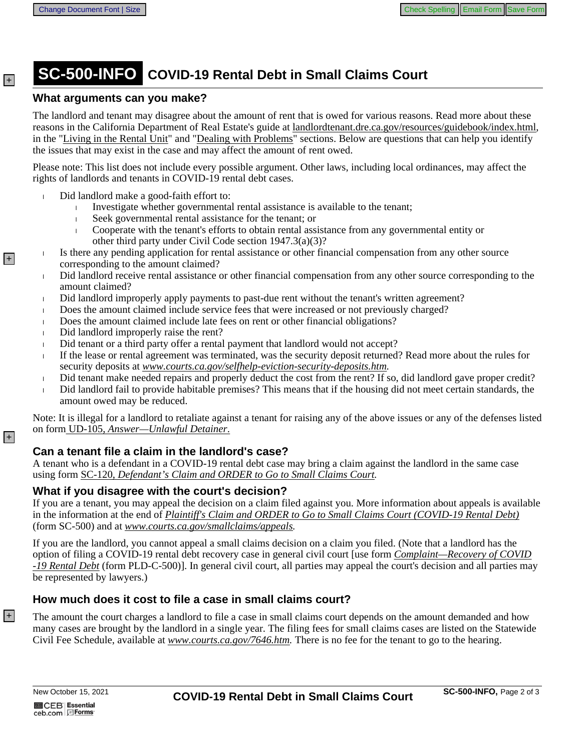# SC-500-INFO COVID-19 Rental Debt in Small Claims Court

## What arguments can you make?

The landlord and tenant may disagree about the amount of rent that is owed for various reasons. Read more about these reasons in the California Department of Real Estate's guide at landlordtenant.dre.ca.gov/resources/guidebook/index.html, in the "Living in the Rental Unit" and "Dealing with Problems" sections. Below are questions that can help you identify the issues that may exist in the case and may affect the amount of rent owed.

Please note: This list does not include every possible argument. Other laws, including local ordinances, may affect the rights of landlords and tenants in COVID-19 rental debt cases.

- Did landlord make a good-faith effort to:
  - Investigate whether governmental rental assistance is available to the tenant;
  - Seek governmental rental assistance for the tenant; or
  - Cooperate with the tenant's efforts to obtain rental assistance from any governmental entity or other third party under Civil Code section 1947.3(a)(3)?
- Is there any pending application for rental assistance or other financial compensation from any other source corresponding to the amount claimed?
- Did landlord receive rental assistance or other financial compensation from any other source corresponding to the amount claimed?
- Did landlord improperly apply payments to past-due rent without the tenant's written agreement?
- Does the amount claimed include service fees that were increased or not previously charged?
- Does the amount claimed include late fees on rent or other financial obligations?
- Did landlord improperly raise the rent?
- Did tenant or a third party offer a rental payment that landlord would not accept?
- If the lease or rental agreement was terminated, was the security deposit returned? Read more about the rules for security deposits at *www.courts.ca.gov/selfhelp-eviction-security-deposits.htm.*
- Did tenant make needed repairs and properly deduct the cost from the rent? If so, did landlord gave proper credit?
- Did landlord fail to provide habitable premises? This means that if the housing did not meet certain standards, the amount owed may be reduced.

Note: It is illegal for a landlord to retaliate against a tenant for raising any of the above issues or any of the defenses listed on form UD-105, *Answer—Unlawful Detainer*.

## Can a tenant file a claim in the landlord's case?

A tenant who is a defendant in a COVID-19 rental debt case may bring a claim against the landlord in the same case using form SC-120, *Defendant's Claim and ORDER to Go to Small Claims Court.*

## What if you disagree with the court's decision?

If you are a tenant, you may appeal the decision on a claim filed against you. More information about appeals is available in the information at the end of *Plaintiff's Claim and ORDER to Go to Small Claims Court (COVID-19 Rental Debt)* (form SC-500) and at *www.courts.ca.gov/smallclaims/appeals.*

If you are the landlord, you cannot appeal a small claims decision on a claim you filed. (Note that a landlord has the option of filing a COVID-19 rental debt recovery case in general civil court [use form *Complaint—Recovery of COVID-19 Rental Debt* (form PLD-C-500)]. In general civil court, all parties may appeal the court's decision and all parties may be represented by lawyers.)

## How much does it cost to file a case in small claims court?

The amount the court charges a landlord to file a case in small claims court depends on the amount demanded and how many cases are brought by the landlord in a single year. The filing fees for small claims cases are listed on the Statewide Civil Fee Schedule, available at *www.courts.ca.gov/7646.htm.* There is no fee for the tenant to go to the hearing.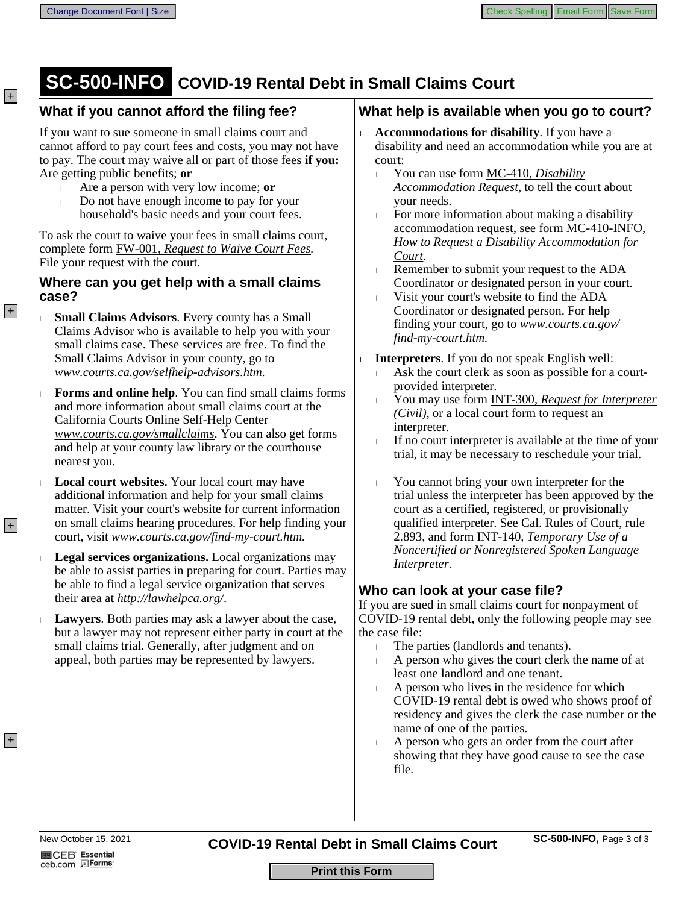# SC-500-INFO COVID-19 Rental Debt in Small Claims Court

## What if you cannot afford the filing fee?

If you want to sue someone in small claims court and cannot afford to pay court fees and costs, you may not have to pay. The court may waive all or part of those fees **if you:** Are getting public benefits; **or**

- Are a person with very low income; **or**
- Do not have enough income to pay for your household's basic needs and your court fees.

To ask the court to waive your fees in small claims court, complete form FW-001, *Request to Waive Court Fees*. File your request with the court.

## Where can you get help with a small claims case?

- **Small Claims Advisors**. Every county has a Small Claims Advisor who is available to help you with your small claims case. These services are free. To find the Small Claims Advisor in your county, go to *www.courts.ca.gov/selfhelp-advisors.htm*.
- **Forms and online help**. You can find small claims forms and more information about small claims court at the California Courts Online Self-Help Center *www.courts.ca.gov/smallclaims*. You can also get forms and help at your county law library or the courthouse nearest you.
- **Local court websites.** Your local court may have additional information and help for your small claims matter. Visit your court's website for current information on small claims hearing procedures. For help finding your court, visit *www.courts.ca.gov/find-my-court.htm.*
- **Legal services organizations.** Local organizations may be able to assist parties in preparing for court. Parties may be able to find a legal service organization that serves their area at *http://lawhelpca.org/*.
- **Lawyers**. Both parties may ask a lawyer about the case, but a lawyer may not represent either party in court at the small claims trial. Generally, after judgment and on appeal, both parties may be represented by lawyers.

## What help is available when you go to court?

- **Accommodations for disability**. If you have a disability and need an accommodation while you are at court:
  - You can use form MC-410, *Disability Accommodation Request*, to tell the court about your needs.
  - For more information about making a disability accommodation request, see form MC-410-INFO, *How to Request a Disability Accommodation for Court.*
  - Remember to submit your request to the ADA Coordinator or designated person in your court.
  - Visit your court's website to find the ADA Coordinator or designated person. For help finding your court, go to *www.courts.ca.gov/find-my-court.htm.*
- **Interpreters**. If you do not speak English well:
  - Ask the court clerk as soon as possible for a court-provided interpreter.
  - You may use form INT-300, *Request for Interpreter (Civil)*, or a local court form to request an interpreter.
  - If no court interpreter is available at the time of your trial, it may be necessary to reschedule your trial.
  - You cannot bring your own interpreter for the trial unless the interpreter has been approved by the court as a certified, registered, or provisionally qualified interpreter. See Cal. Rules of Court, rule 2.893, and form INT-140, *Temporary Use of a Noncertified or Nonregistered Spoken Language Interpreter*.

## Who can look at your case file?

If you are sued in small claims court for nonpayment of COVID-19 rental debt, only the following people may see the case file:

- The parties (landlords and tenants).
- A person who gives the court clerk the name of at least one landlord and one tenant.
- A person who lives in the residence for which COVID-19 rental debt is owed who shows proof of residency and gives the clerk the case number or the name of one of the parties.
- A person who gets an order from the court after showing that they have good cause to see the case file.

New October 15, 2021